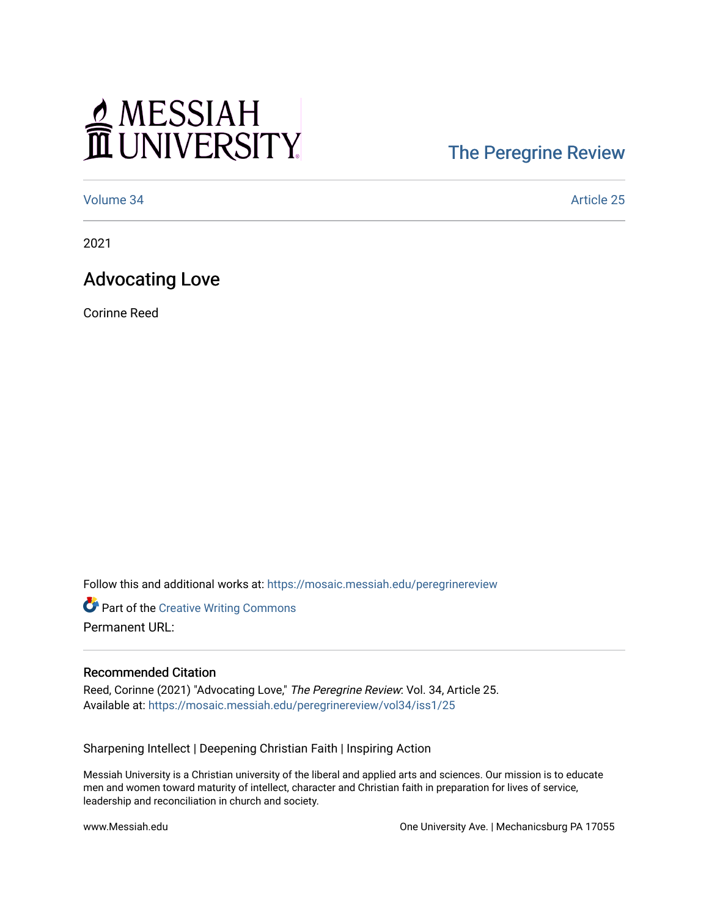MESSIAH UNIVERSITY

The Peregrine Review

Volume 34 | Article 25

2021

# Advocating Love

Corinne Reed

Follow this and additional works at: https://mosaic.messiah.edu/peregrinereview

Part of the Creative Writing Commons

Permanent URL:

## Recommended Citation

Reed, Corinne (2021) "Advocating Love," *The Peregrine Review*: Vol. 34, Article 25.
Available at: https://mosaic.messiah.edu/peregrinereview/vol34/iss1/25

Sharpening Intellect | Deepening Christian Faith | Inspiring Action

Messiah University is a Christian university of the liberal and applied arts and sciences. Our mission is to educate men and women toward maturity of intellect, character and Christian faith in preparation for lives of service, leadership and reconciliation in church and society.

www.Messiah.edu

One University Ave. | Mechanicsburg PA 17055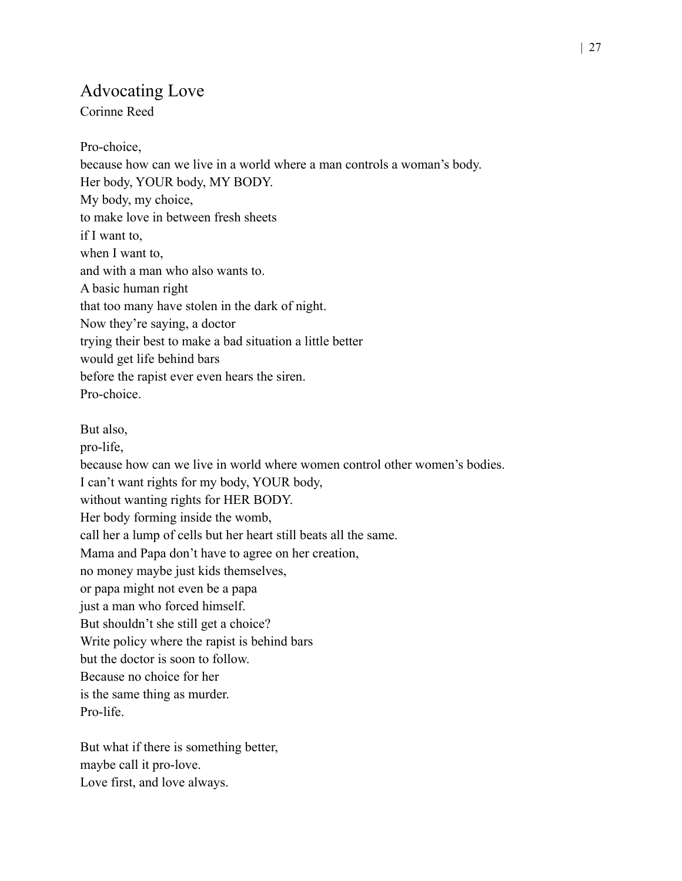# Advocating Love

Corinne Reed

Pro-choice,
because how can we live in a world where a man controls a woman's body.
Her body, YOUR body, MY BODY.
My body, my choice,
to make love in between fresh sheets
if I want to,
when I want to,
and with a man who also wants to.
A basic human right
that too many have stolen in the dark of night.
Now they're saying, a doctor
trying their best to make a bad situation a little better
would get life behind bars
before the rapist ever even hears the siren.
Pro-choice.

But also,
pro-life,
because how can we live in world where women control other women's bodies.
I can't want rights for my body, YOUR body,
without wanting rights for HER BODY.
Her body forming inside the womb,
call her a lump of cells but her heart still beats all the same.
Mama and Papa don't have to agree on her creation,
no money maybe just kids themselves,
or papa might not even be a papa
just a man who forced himself.
But shouldn't she still get a choice?
Write policy where the rapist is behind bars
but the doctor is soon to follow.
Because no choice for her
is the same thing as murder.
Pro-life.

But what if there is something better,
maybe call it pro-love.
Love first, and love always.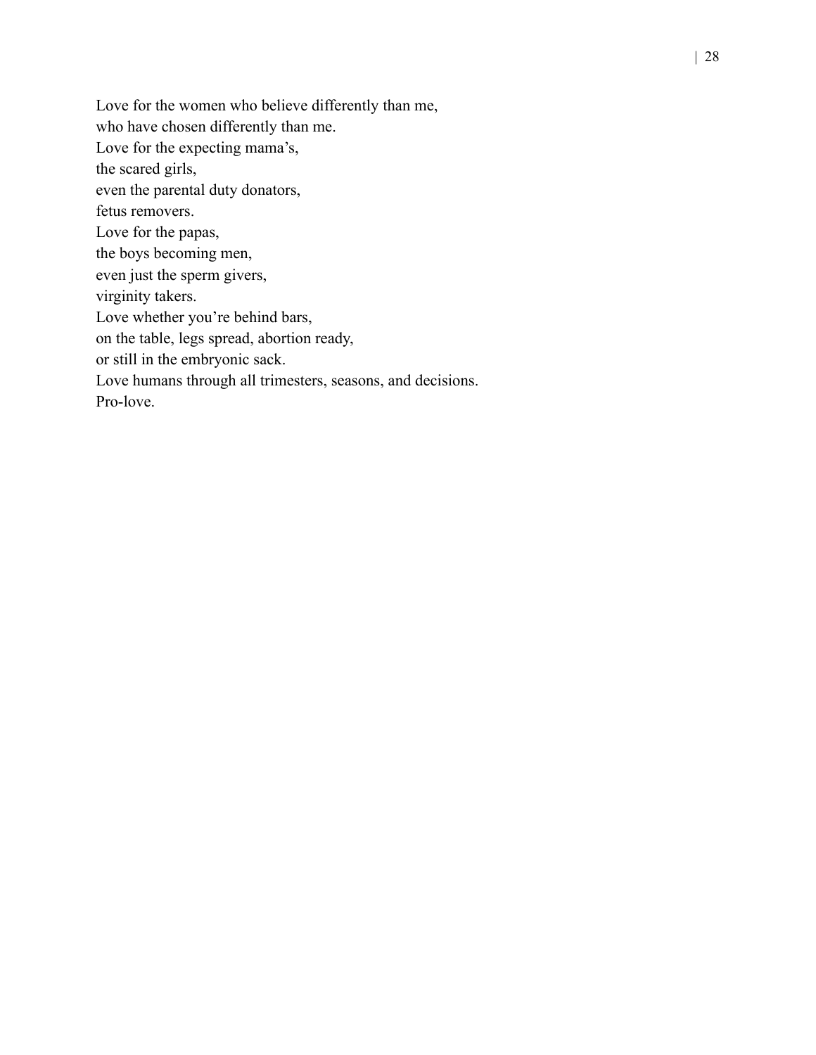Love for the women who believe differently than me,  
who have chosen differently than me.  
Love for the expecting mama's,  
the scared girls,  
even the parental duty donators,  
fetus removers.  
Love for the papas,  
the boys becoming men,  
even just the sperm givers,  
virginity takers.  
Love whether you're behind bars,  
on the table, legs spread, abortion ready,  
or still in the embryonic sack.  
Love humans through all trimesters, seasons, and decisions.  
Pro-love.